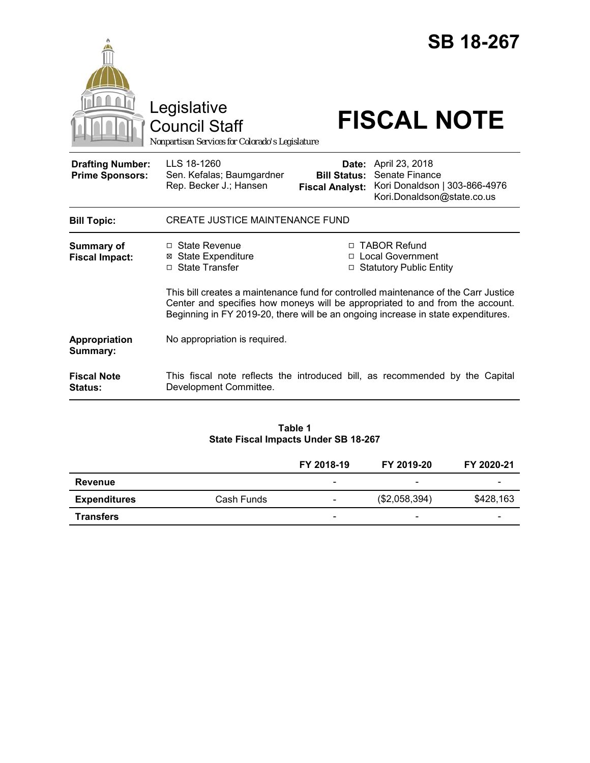# SB 18-267

Legislative Council Staff

*Nonpartisan Services for Colorado's Legislature*

# FISCAL NOTE

| | | | |
|---|---|---|---|
| **Drafting Number:** | LLS 18-1260 | **Date:** | April 23, 2018 |
| **Prime Sponsors:** | Sen. Kefalas; Baumgardner<br>Rep. Becker J.; Hansen | **Bill Status:** | Senate Finance |
| | | **Fiscal Analyst:** | Kori Donaldson \| 303-866-4976<br>Kori.Donaldson@state.co.us |

| | |
|---|---|
| **Bill Topic:** | CREATE JUSTICE MAINTENANCE FUND |
| **Summary of Fiscal Impact:** | ☐ State Revenue ☒ State Expenditure ☐ State Transfer ☐ TABOR Refund ☐ Local Government ☐ Statutory Public Entity<br><br>This bill creates a maintenance fund for controlled maintenance of the Carr Justice Center and specifies how moneys will be appropriated to and from the account. Beginning in FY 2019-20, there will be an ongoing increase in state expenditures. |
| **Appropriation Summary:** | No appropriation is required. |
| **Fiscal Note Status:** | This fiscal note reflects the introduced bill, as recommended by the Capital Development Committee. |

**Table 1**
**State Fiscal Impacts Under SB 18-267**

| | | FY 2018-19 | FY 2019-20 | FY 2020-21 |
|---|---|---|---|---|
| **Revenue** | | - | - | - |
| **Expenditures** | Cash Funds | - | ($2,058,394) | $428,163 |
| **Transfers** | | - | - | - |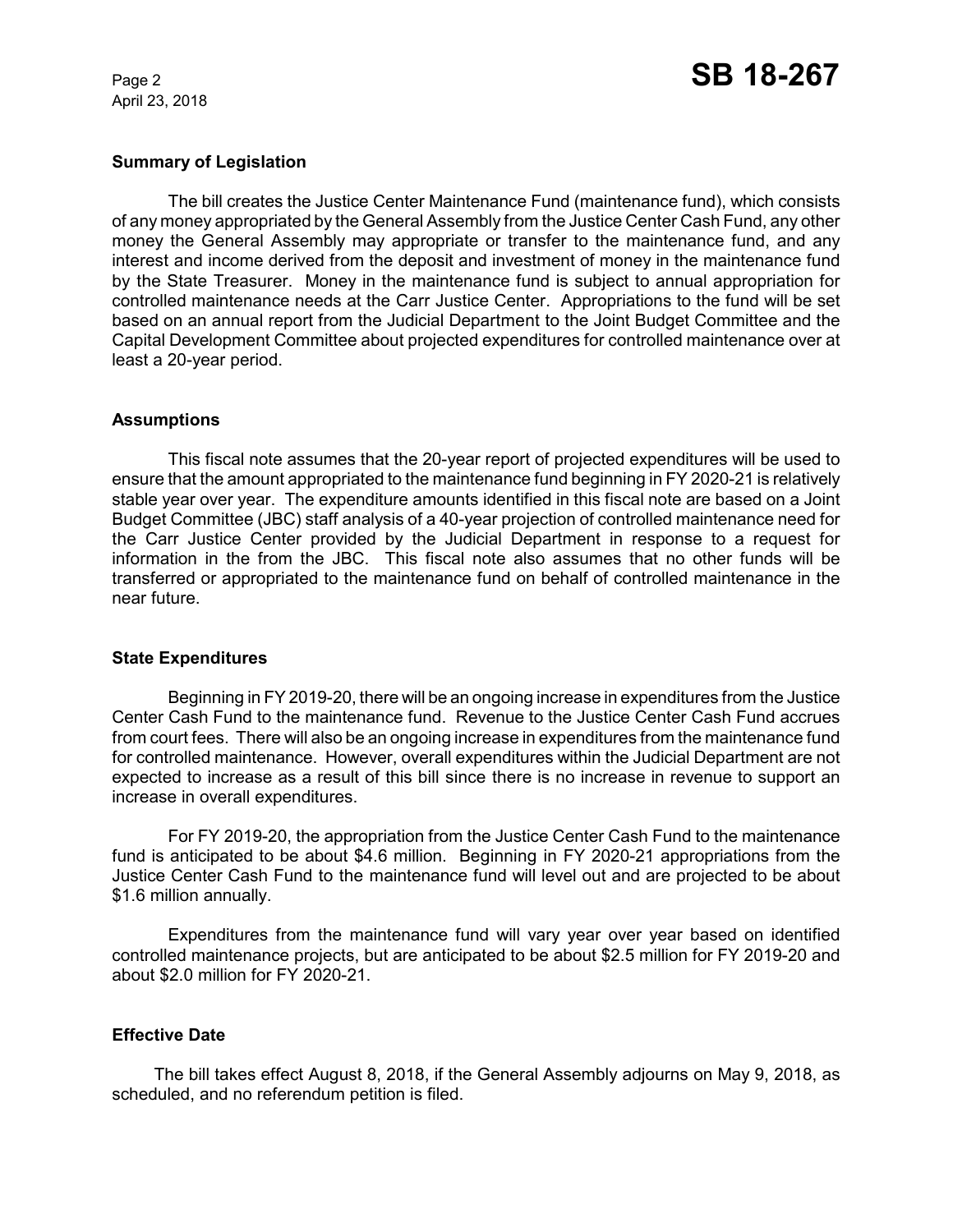## Summary of Legislation

The bill creates the Justice Center Maintenance Fund (maintenance fund), which consists of any money appropriated by the General Assembly from the Justice Center Cash Fund, any other money the General Assembly may appropriate or transfer to the maintenance fund, and any interest and income derived from the deposit and investment of money in the maintenance fund by the State Treasurer. Money in the maintenance fund is subject to annual appropriation for controlled maintenance needs at the Carr Justice Center. Appropriations to the fund will be set based on an annual report from the Judicial Department to the Joint Budget Committee and the Capital Development Committee about projected expenditures for controlled maintenance over at least a 20-year period.

## Assumptions

This fiscal note assumes that the 20-year report of projected expenditures will be used to ensure that the amount appropriated to the maintenance fund beginning in FY 2020-21 is relatively stable year over year. The expenditure amounts identified in this fiscal note are based on a Joint Budget Committee (JBC) staff analysis of a 40-year projection of controlled maintenance need for the Carr Justice Center provided by the Judicial Department in response to a request for information in the from the JBC. This fiscal note also assumes that no other funds will be transferred or appropriated to the maintenance fund on behalf of controlled maintenance in the near future.

## State Expenditures

Beginning in FY 2019-20, there will be an ongoing increase in expenditures from the Justice Center Cash Fund to the maintenance fund. Revenue to the Justice Center Cash Fund accrues from court fees. There will also be an ongoing increase in expenditures from the maintenance fund for controlled maintenance. However, overall expenditures within the Judicial Department are not expected to increase as a result of this bill since there is no increase in revenue to support an increase in overall expenditures.

For FY 2019-20, the appropriation from the Justice Center Cash Fund to the maintenance fund is anticipated to be about $4.6 million. Beginning in FY 2020-21 appropriations from the Justice Center Cash Fund to the maintenance fund will level out and are projected to be about $1.6 million annually.

Expenditures from the maintenance fund will vary year over year based on identified controlled maintenance projects, but are anticipated to be about $2.5 million for FY 2019-20 and about $2.0 million for FY 2020-21.

## Effective Date

The bill takes effect August 8, 2018, if the General Assembly adjourns on May 9, 2018, as scheduled, and no referendum petition is filed.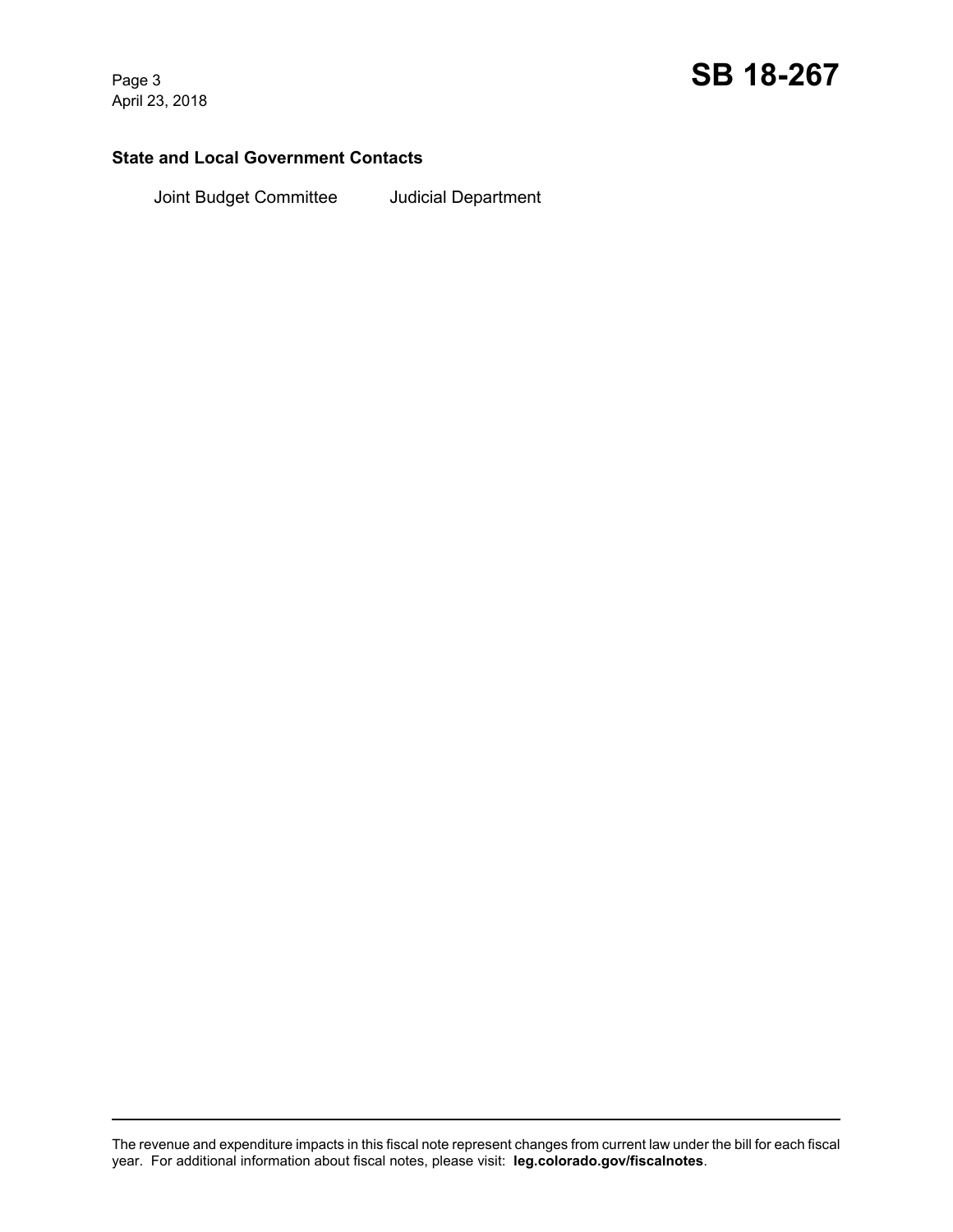## State and Local Government Contacts

Joint Budget Committee     Judicial Department

The revenue and expenditure impacts in this fiscal note represent changes from current law under the bill for each fiscal year. For additional information about fiscal notes, please visit: **leg.colorado.gov/fiscalnotes**.